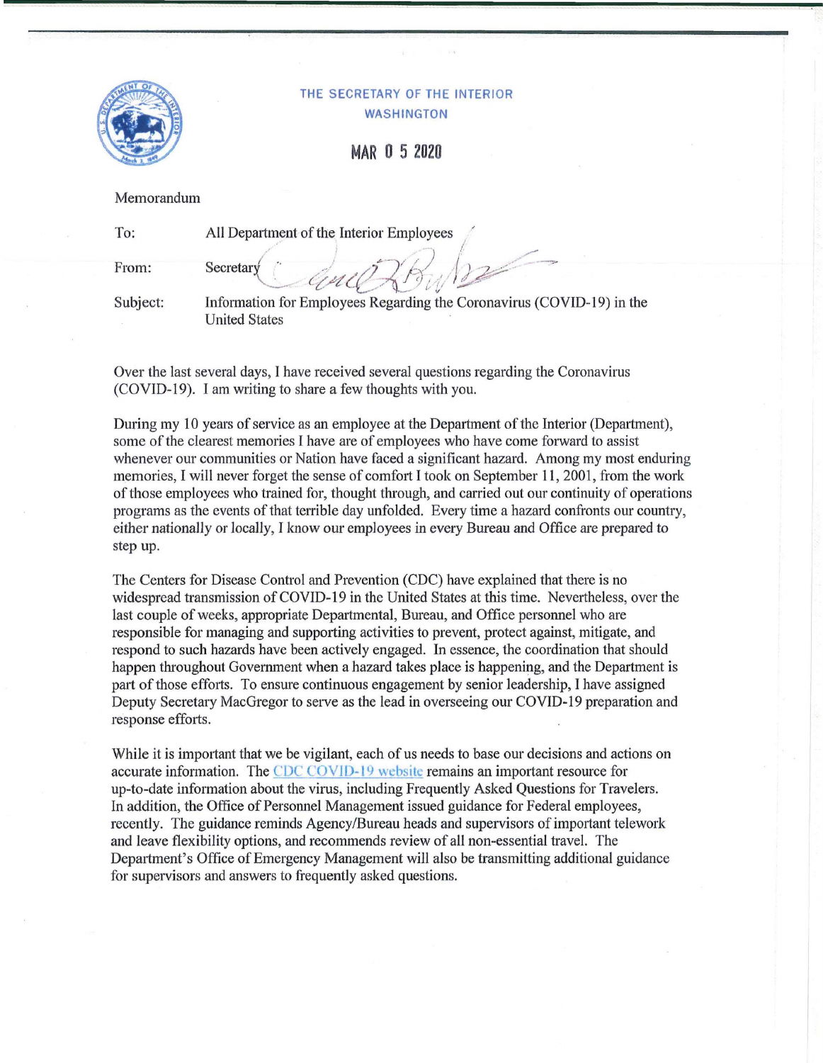THE SECRETARY OF THE INTERIOR
WASHINGTON

MAR 0 5 2020

Memorandum

| | |
|---|---|
| To: | All Department of the Interior Employees |
| From: | Secretary |
| Subject: | Information for Employees Regarding the Coronavirus (COVID-19) in the United States |

Over the last several days, I have received several questions regarding the Coronavirus (COVID-19). I am writing to share a few thoughts with you.

During my 10 years of service as an employee at the Department of the Interior (Department), some of the clearest memories I have are of employees who have come forward to assist whenever our communities or Nation have faced a significant hazard. Among my most enduring memories, I will never forget the sense of comfort I took on September 11, 2001, from the work of those employees who trained for, thought through, and carried out our continuity of operations programs as the events of that terrible day unfolded. Every time a hazard confronts our country, either nationally or locally, I know our employees in every Bureau and Office are prepared to step up.

The Centers for Disease Control and Prevention (CDC) have explained that there is no widespread transmission of COVID-19 in the United States at this time. Nevertheless, over the last couple of weeks, appropriate Departmental, Bureau, and Office personnel who are responsible for managing and supporting activities to prevent, protect against, mitigate, and respond to such hazards have been actively engaged. In essence, the coordination that should happen throughout Government when a hazard takes place is happening, and the Department is part of those efforts. To ensure continuous engagement by senior leadership, I have assigned Deputy Secretary MacGregor to serve as the lead in overseeing our COVID-19 preparation and response efforts.

While it is important that we be vigilant, each of us needs to base our decisions and actions on accurate information. The CDC COVID-19 website remains an important resource for up-to-date information about the virus, including Frequently Asked Questions for Travelers. In addition, the Office of Personnel Management issued guidance for Federal employees, recently. The guidance reminds Agency/Bureau heads and supervisors of important telework and leave flexibility options, and recommends review of all non-essential travel. The Department's Office of Emergency Management will also be transmitting additional guidance for supervisors and answers to frequently asked questions.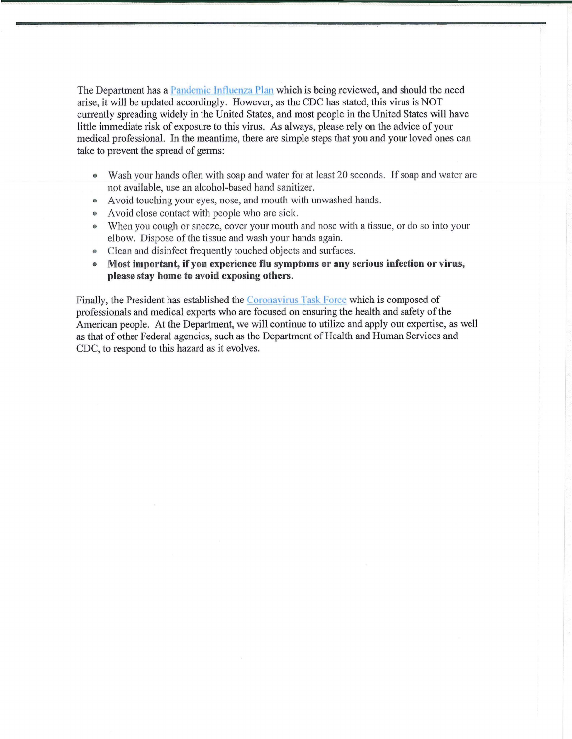The Department has a Pandemic Influenza Plan which is being reviewed, and should the need arise, it will be updated accordingly. However, as the CDC has stated, this virus is NOT currently spreading widely in the United States, and most people in the United States will have little immediate risk of exposure to this virus. As always, please rely on the advice of your medical professional. In the meantime, there are simple steps that you and your loved ones can take to prevent the spread of germs:

- Wash your hands often with soap and water for at least 20 seconds. If soap and water are not available, use an alcohol-based hand sanitizer.
- Avoid touching your eyes, nose, and mouth with unwashed hands.
- Avoid close contact with people who are sick.
- When you cough or sneeze, cover your mouth and nose with a tissue, or do so into your elbow. Dispose of the tissue and wash your hands again.
- Clean and disinfect frequently touched objects and surfaces.
- **Most important, if you experience flu symptoms or any serious infection or virus, please stay home to avoid exposing others.**

Finally, the President has established the Coronavirus Task Force which is composed of professionals and medical experts who are focused on ensuring the health and safety of the American people. At the Department, we will continue to utilize and apply our expertise, as well as that of other Federal agencies, such as the Department of Health and Human Services and CDC, to respond to this hazard as it evolves.